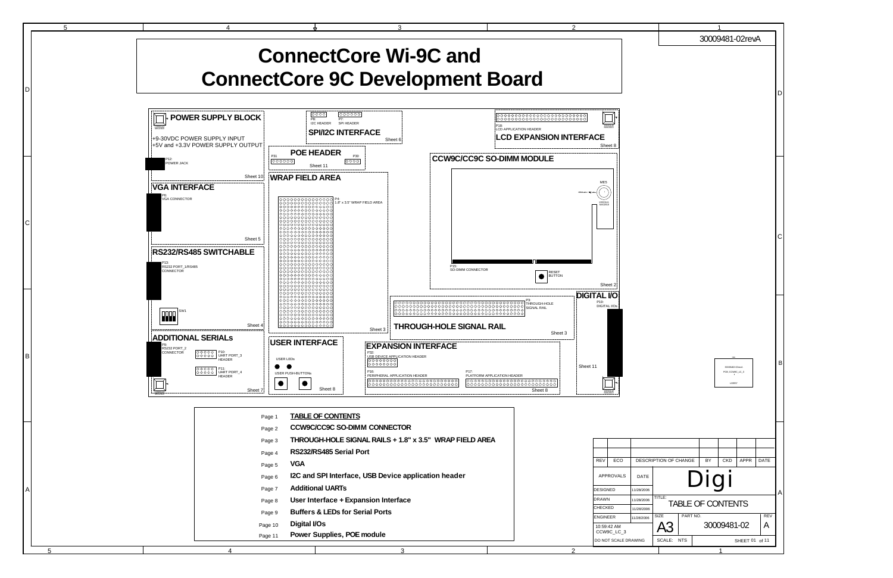30009481-02revA

# ConnectCore Wi-9C and ConnectCore 9C Development Board

**POWER SUPPLY BLOCK**
+9-30VDC POWER SUPPLY INPUT
+5V and +3.3V POWER SUPPLY OUTPUT
P12: POWER JACK
Sheet 10

**SPI/I2C INTERFACE**
P6: I2C HEADER
P7: SPI HEADER
Sheet 6

**LCD EXPANSION INTERFACE**
P18: LCD APPLICATION HEADER
Sheet 8

**POE HEADER**
P31
P30
Sheet 11

**CCW9C/CC9C SO-DIMM MODULE**
ME5
P15: SO-DIMM CONNECTOR
RESET BUTTON
Sheet 2

**WRAP FIELD AREA**
P4: 1.8" x 3.5" WRAP FIELD AREA
Sheet 3

**VGA INTERFACE**
P6: VGA CONNECTOR
Sheet 5

**RS232/RS485 SWITCHABLE**
P13: RS232 PORT_1/RS485 CONNECTOR
SW1
Sheet 4

**DIGITAL I/O**
P19: DIGITAL I/Os
Sheet 11

**THROUGH-HOLE SIGNAL RAIL**
P3: THROUGH-HOLE SIGNAL RAIL
Sheet 3

**ADDITIONAL SERIALs**
P9: RS232 PORT_2 CONNECTOR
P10: UART PORT_3 HEADER
P11: UART PORT_4 HEADER
Sheet 7

**USER INTERFACE**
USER LEDs
USER PUSH-BUTTONs
Sheet 8

**EXPANSION INTERFACE**
P32: USB DEVICE APPLICATION HEADER
P16: PERIPHERAL APPLICATION HEADER
P17: PLATFORM APPLICATION HEADER
Sheet 8

| Page | Contents |
|---|---|
| Page 1 | **TABLE OF CONTENTS** |
| Page 2 | **CCW9C/CC9C SO-DIMM CONNECTOR** |
| Page 3 | **THROUGH-HOLE SIGNAL RAILS + 1.8" x 3.5" WRAP FIELD AREA** |
| Page 4 | **RS232/RS485 Serial Port** |
| Page 5 | **VGA** |
| Page 6 | **I2C and SPI Interface, USB Device application header** |
| Page 7 | **Additional UARTs** |
| Page 8 | **User Interface + Expansion Interface** |
| Page 9 | **Buffers & LEDs for Serial Ports** |
| Page 10 | **Digital I/Os** |
| Page 11 | **Power Supplies, POE module** |

| REV | ECO | DESCRIPTION OF CHANGE | BY | CKD | APPR | DATE |
|---|---|---|---|---|---|---|
| | | | | | | |

| APPROVALS | DATE | |
|---|---|---|
| DESIGNED | 11/28/2006 | Digi |
| DRAWN | 11/28/2006 | TITLE: TABLE OF CONTENTS |
| CHECKED | 11/28/2006 | |
| ENGINEER | 11/28/2006 | SIZE: A3 — PART NO.: 30009481-02 — REV: A |
| 10:59:42 AM CCW9C_LC_3 | | |
| DO NOT SCALE DRAWING | | SCALE: NTS — SHEET 01 of 11 |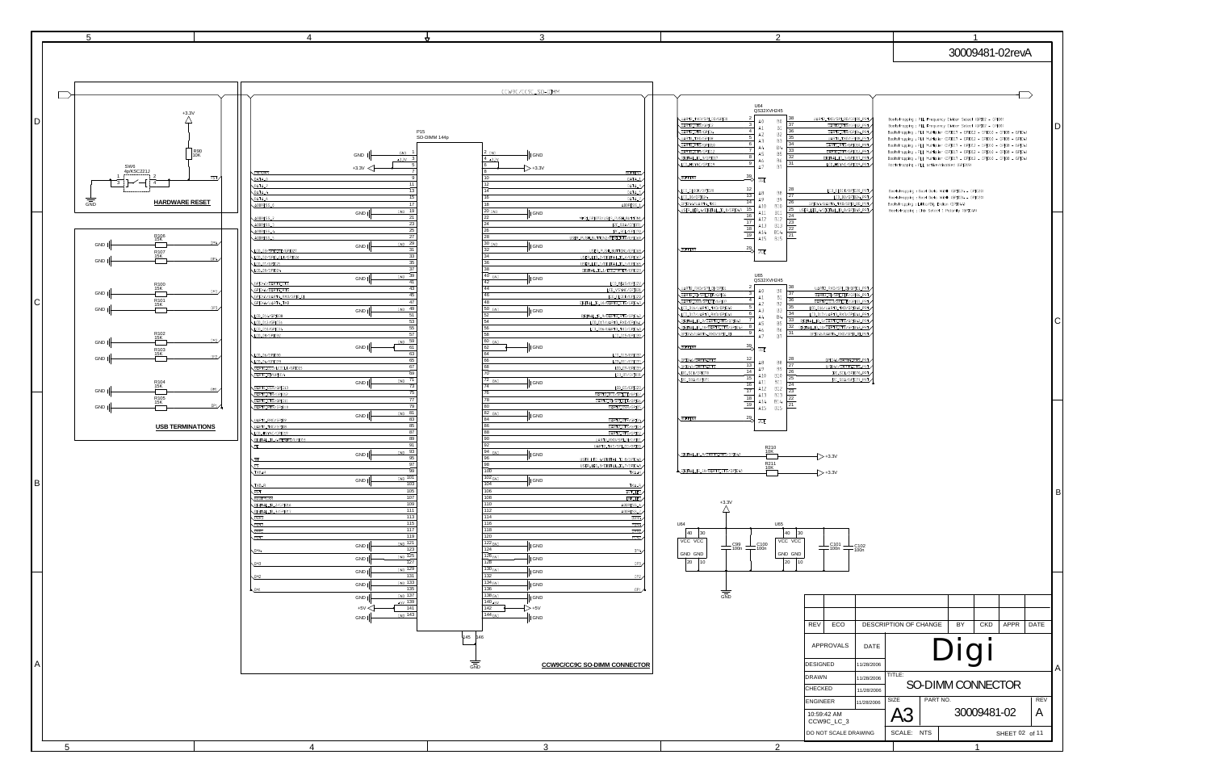# 30009481-02revA

## HARDWARE RESET

+3.3V

R90 10K

SW6 4pKSC2212

1 2 3 4

GND

## USB TERMINATIONS

R106 15K, R107 15K, R100 15K, R101 15K, R102 15K, R103 15K, R104 15K, R105 15K

GND

## CCW9C/CC9C SO-DIMM CONNECTOR

P15 SO-DIMM 144p

GND, +3.3V, +5V

U64 QS32XVH245

U65 QS32XVH245

R210 10K, R211 10K

+3.3V

C99 100n, C100 100n, C101 100n, C102 100n

Bootstrapping : PLL Frequency Divider Select (GPIO0 - GPIO1)

Bootstrapping : PLL Frequency Divider Select (GPIO2 - GPIO3)

Bootstrapping : PLL Multiplier (GPIO4 - GPIO5 - GPIO6 - GPIO7 - GPIO8)

Bootstrapping : PLL Multiplier (GPIO4 - GPIO5 - GPIO6 - GPIO7 - GPIO8)

Bootstrapping : PLL Multiplier (GPIO4 - GPIO5 - GPIO6 - GPIO7 - GPIO8)

Bootstrapping : PLL Multiplier (GPIO4 - GPIO5 - GPIO6 - GPIO7 - GPIO8)

Bootstrapping : PLL Multiplier (GPIO4 - GPIO5 - GPIO6 - GPIO7 - GPIO8)

Bootstrapping : PLL active/disabled (GPIO9)

Bootstrapping : Boot Mode (GPIO14 - GPIO15)

Bootstrapping : Boot Mode (GPIO14 - GPIO15)

Bootstrapping : Endianness (GPIO16)

Bootstrapping : Chip Select 1 Polarity (GPIO17)

| REV | ECO | DESCRIPTION OF CHANGE | BY | CKD | APPR | DATE |
|---|---|---|---|---|---|---|

| APPROVALS | DATE |
|---|---|
| DESIGNED | 11/28/2006 |
| DRAWN | 11/28/2006 |
| CHECKED | 11/28/2006 |
| ENGINEER | 11/28/2006 |

Digi

TITLE: SO-DIMM CONNECTOR

SIZE: A3 PART NO.: 30009481-02 REV: A

10:59:42 AM CCW9C_LC_3

DO NOT SCALE DRAWING SCALE: NTS SHEET 02 of 11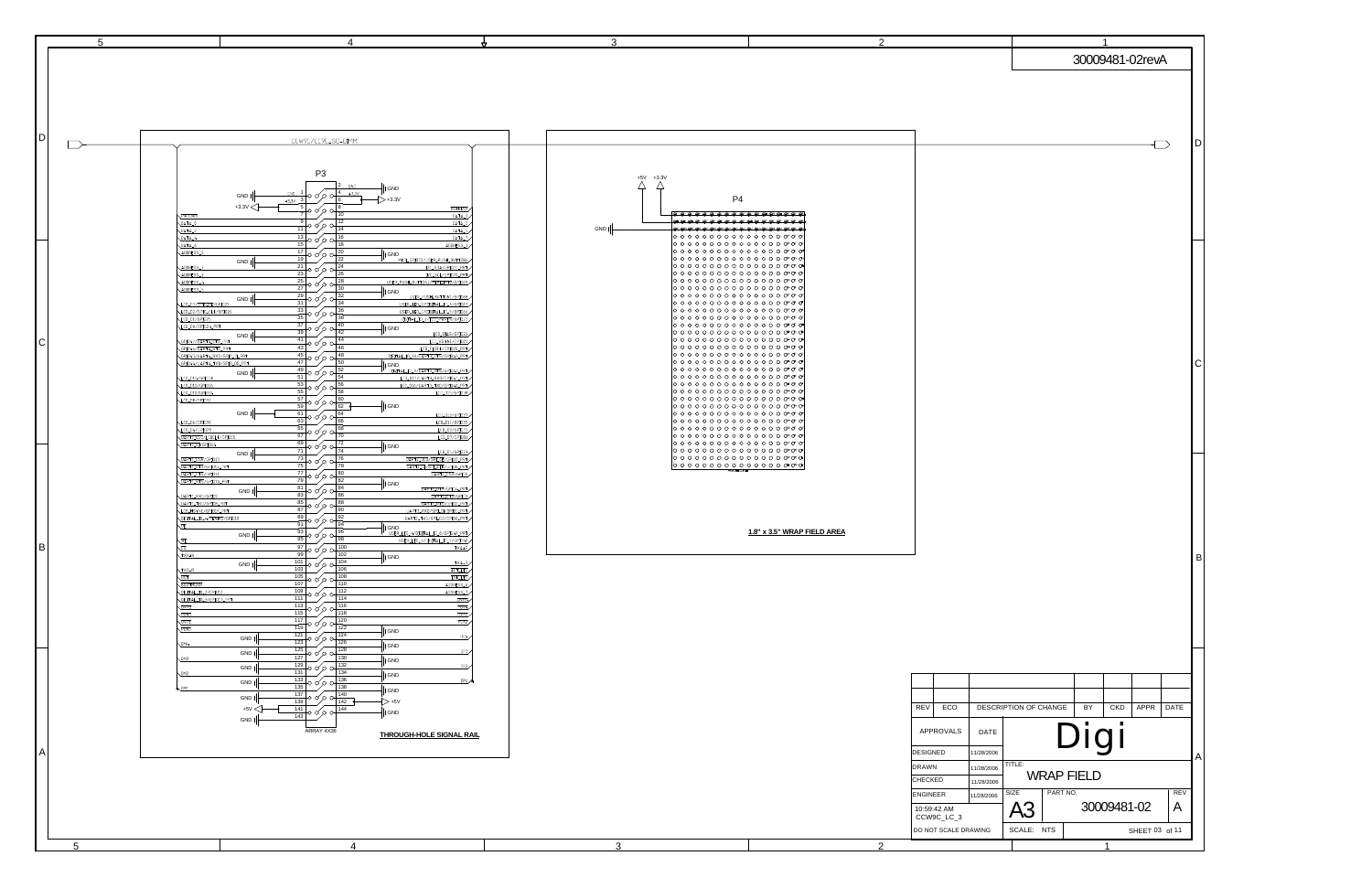30009481-02revA

CCW9C/CC9C_SO-DIMM

P3

| Left signal | Pin | Pin | Right signal |
|---|---|---|---|
| GND | 1 | 2 | GND |
| +3.3V | 3 | 4 | +3.3V |
| +3.3V | 5 | 6 | +3.3V |
| | 7 | 8 | |
| | 9 | 10 | |
| | 11 | 12 | |
| | 13 | 14 | |
| | 15 | 16 | |
| GND | 17 | 18 | GND |
| | 19 | 20 | |
| | 21 | 22 | |
| | 23 | 24 | |
| | 25 | 26 | |
| | 27 | 28 | |
| GND | 29 | 30 | GND |
| | 31 | 32 | |
| | 33 | 34 | |
| | 35 | 36 | |
| | 37 | 38 | |
| GND | 39 | 40 | GND |
| | 41 | 42 | |
| | 43 | 44 | |
| | 45 | 46 | |
| | 47 | 48 | |
| GND | 49 | 50 | GND |
| | 51 | 52 | |
| | 53 | 54 | |
| | 55 | 56 | |
| | 57 | 58 | |
| GND | 59 | 60 | GND |
| | 61 | 62 | |
| | 63 | 64 | |
| | 65 | 66 | |
| | 67 | 68 | |
| | 69 | 70 | |
| GND | 71 | 72 | GND |
| | 73 | 74 | |
| | 75 | 76 | |
| | 77 | 78 | |
| | 79 | 80 | |
| GND | 81 | 82 | GND |
| | 83 | 84 | |
| | 85 | 86 | |
| | 87 | 88 | |
| | 89 | 90 | |
| | 91 | 92 | |
| GND | 93 | 94 | GND |
| | 95 | 96 | |
| | 97 | 98 | |
| | 99 | 100 | |
| GND | 101 | 102 | GND |
| | 103 | 104 | |
| | 105 | 106 | |
| | 107 | 108 | |
| | 109 | 110 | |
| | 111 | 112 | |
| | 113 | 114 | |
| | 115 | 116 | |
| | 117 | 118 | |
| | 119 | 120 | |
| GND | 121 | 122 | GND |
| GND | 123 | 124 | GND |
| GND | 125 | 126 | GND |
| GND | 127 | 128 | GND |
| GND | 129 | 130 | GND |
| GND | 131 | 132 | GND |
| GND | 133 | 134 | GND |
| GND | 135 | 136 | GND |
| GND | 137 | 138 | GND |
| GND | 139 | 140 | +5V |
| +5V | 141 | 142 | +5V |
| GND | 143 | 144 | GND |

ARRAY 4X36

**THROUGH-HOLE SIGNAL RAIL**

P4

+5V +3.3V

GND

**1.8" x 3.5" WRAP FIELD AREA**

| REV | ECO | DESCRIPTION OF CHANGE | BY | CKD | APPR | DATE |
|---|---|---|---|---|---|---|

| APPROVALS | DATE |
|---|---|
| DESIGNED | 11/28/2006 |
| DRAWN | 11/28/2006 |
| CHECKED | 11/28/2006 |
| ENGINEER | 11/28/2006 |

Digi

TITLE: WRAP FIELD

SIZE: A3 PART NO.: 30009481-02 REV: A

10:59:42 AM
CCW9C_LC_3

DO NOT SCALE DRAWING SCALE: NTS SHEET 03 of 11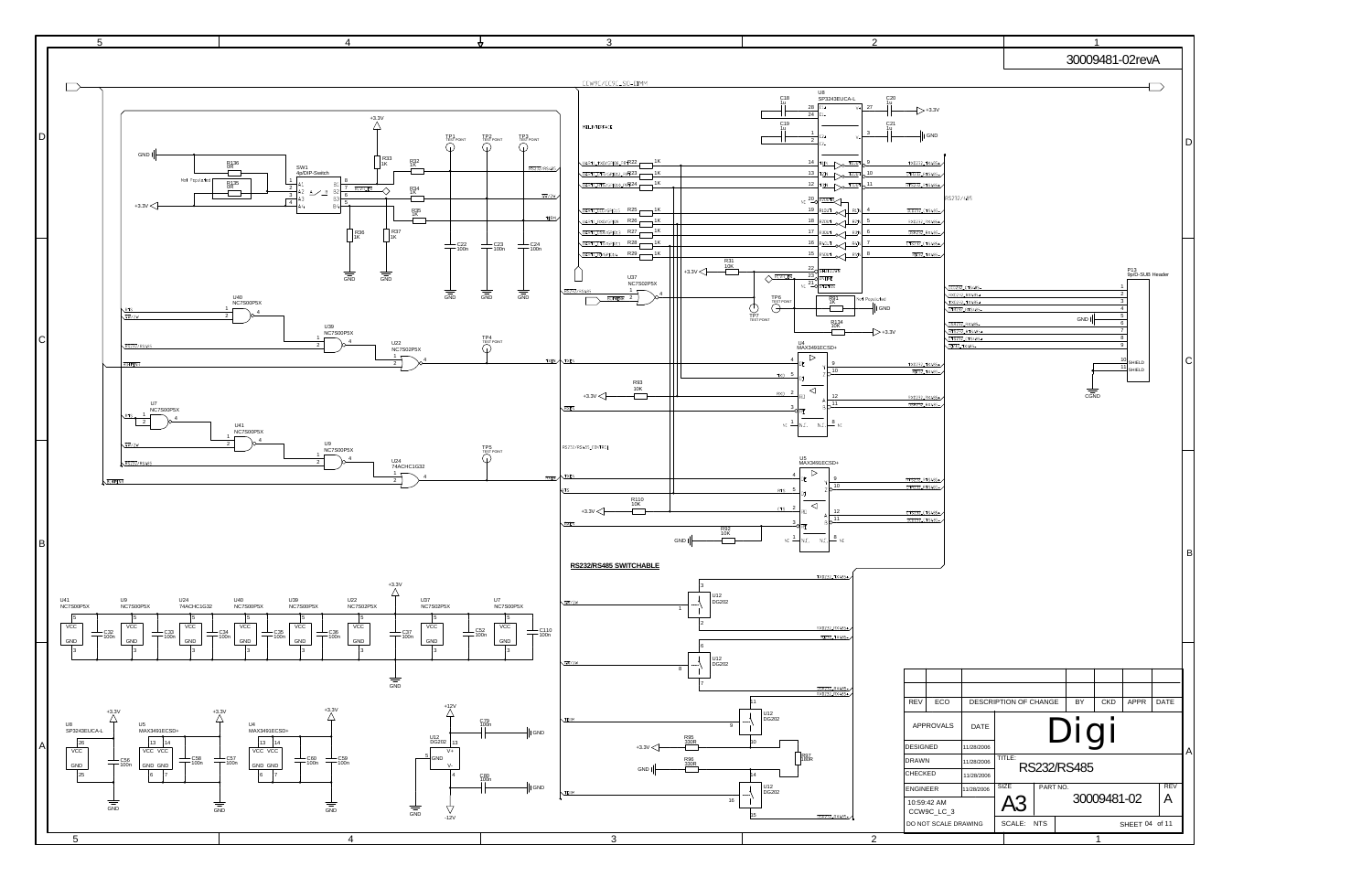30009481-02revA

CCW9C/CC9C_LC_DIMM

RS232/RS485 SWITCHABLE

| REV | ECO | DESCRIPTION OF CHANGE | BY | CKD | APPR | DATE |
|---|---|---|---|---|---|---|

| APPROVALS | DATE |
|---|---|
| DESIGNED | 11/28/2006 |
| DRAWN | 11/28/2006 |
| CHECKED | 11/28/2006 |
| ENGINEER | 11/28/2006 |

Digi

TITLE: RS232/RS485

SIZE: A3

PART NO. 30009481-02

REV: A

10:59:42 AM

CCW9C_LC_3

DO NOT SCALE DRAWING

SCALE: NTS

SHEET 04 of 11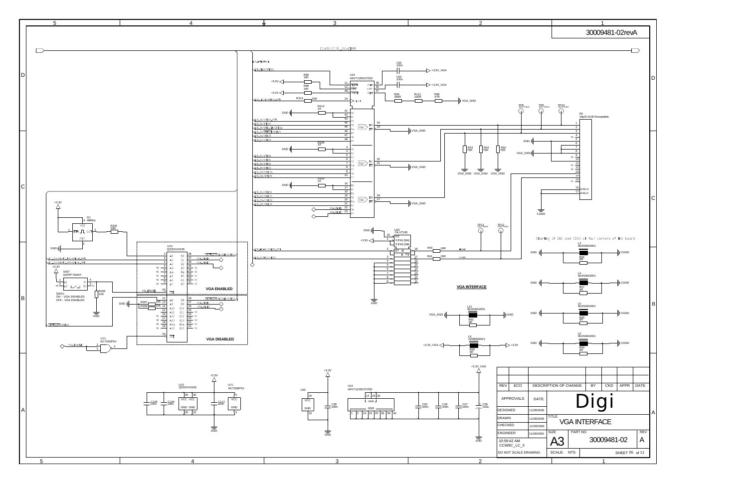30009481-02revA

CCW9C/CC9C_SO-DIMM

## VGA INTERFACE

U14 ADV7125KSTZ50

C55 100n — +3.3V_VGA
C54 100n — +3.3V_VGA

R99 10K, R98 10K, R214 33R, R113 1K, R108 1K, R109 1K

R38 300R, R111 100R, R39 47R — VGA_GND

TP8 TEST POINT, TP9 TEST POINT, TP10 TEST POINT

P6 15p/D-SUB Receptable

R53 75R, R54 75R, R55 75R — VGA_GND

G1 48MHz, R206 33R

SW7 2p/DIP-Switch

SW12:
ON - VGA DISABLED
OFF - VGA ENABLED

R209 10K

U70 QS32XVH245

**VGA ENABLED**

**VGA DISABLED**

R207 22R, R208 22R

U71 NC7S00P5X

U20 74LVT245

R40 18R — HSYNC
R41 18R — VSYNC

TP11 TEST POINT, TP12 TEST POINT

Shorting of GND and CGND at four corners of the board

L3 BLM18AG601, R56 0R
L4 BLM18AG601, R57 0R
L5 BLM18AG601, R58 0R
L6 BLM18AG601, R59 0R

L12 BLM18AG601, R61 0R — VGA_GND / GND
L8 HZ0805E601, R60 0R — +3.3V_VGA / +3.3V

C105 100n, C104 100n, C111 100n
C30 100n
C25 100n, C26 100n, C27 100n, C28 100u

| REV | ECO | DESCRIPTION OF CHANGE | BY | CKD | APPR | DATE |
|---|---|---|---|---|---|---|
| | | | | | | |

| APPROVALS | DATE |
|---|---|
| DESIGNED | 11/28/2006 |
| DRAWN | 11/28/2006 |
| CHECKED | 11/28/2006 |
| ENGINEER | 11/28/2006 |

Digi

TITLE: VGA INTERFACE

SIZE: A3 — PART NO. 30009481-02 — REV A

10:59:42 AM CCW9C_LC_3

DO NOT SCALE DRAWING — SCALE: NTS — SHEET 05 of 11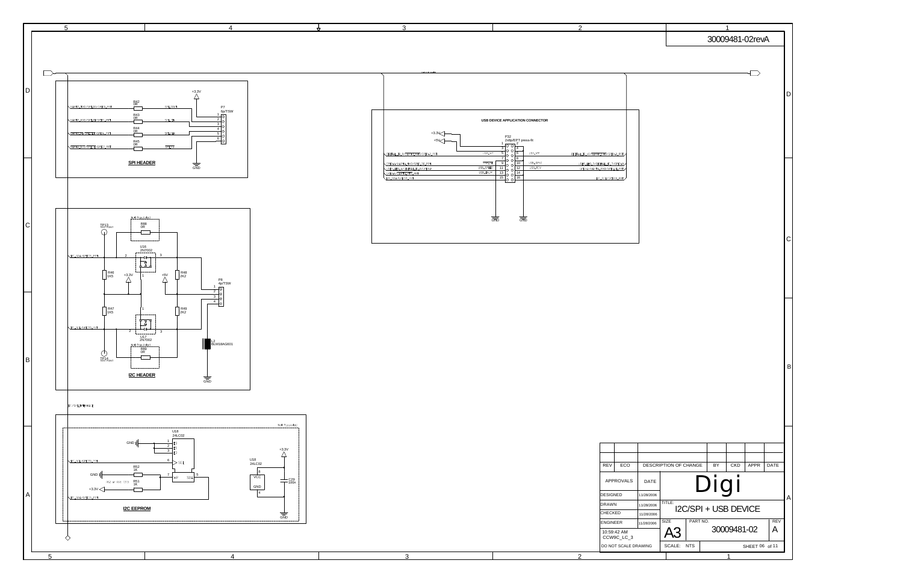30009481-02revA

## SPI HEADER

R42 0R — SPI_MISO
R43 0R — SPI_CLK
R44 0R — SPI_CS
R45 0R — SPI_MOSI

+3.3V

P7 6p/TSW

GND

## USB DEVICE APPLICATION CONNECTOR

+3.3V
+5V

P32 2x8p/EPT press-fit

GND GND

## I2C HEADER

TP13 TEST POINT

Not Populated R88 0R

U16 2N7002

R46 1K5
+3.3V
+5V
R48 2K2

P8 4p/TSW

R47 1K5
R49 2K2

U17 2N7002

Not Populated R89 0R

TP14 TEST POINT

L2 BLM18AG601

GND

## I2C EEPROM

Not Populated

U18 24LC02

GND

+3.3V

R52 1K

R51 1K

+3.3V

U18 24LC02

VCC

GND

C29 100n

GND

| REV | ECO | DESCRIPTION OF CHANGE | BY | CKD | APPR | DATE |
|---|---|---|---|---|---|---|
| | | | | | | |

| APPROVALS | DATE | |
|---|---|---|
| DESIGNED | 11/28/2006 | Digi |
| DRAWN | 11/28/2006 | TITLE: I2C/SPI + USB DEVICE |
| CHECKED | 11/28/2006 | |
| ENGINEER | 11/28/2006 | SIZE A3 — PART NO. 30009481-02 — REV A |
| 10:59:42 AM CCW9C_LC_3 | | |
| DO NOT SCALE DRAWING | | SCALE: NTS — SHEET 06 of 11 |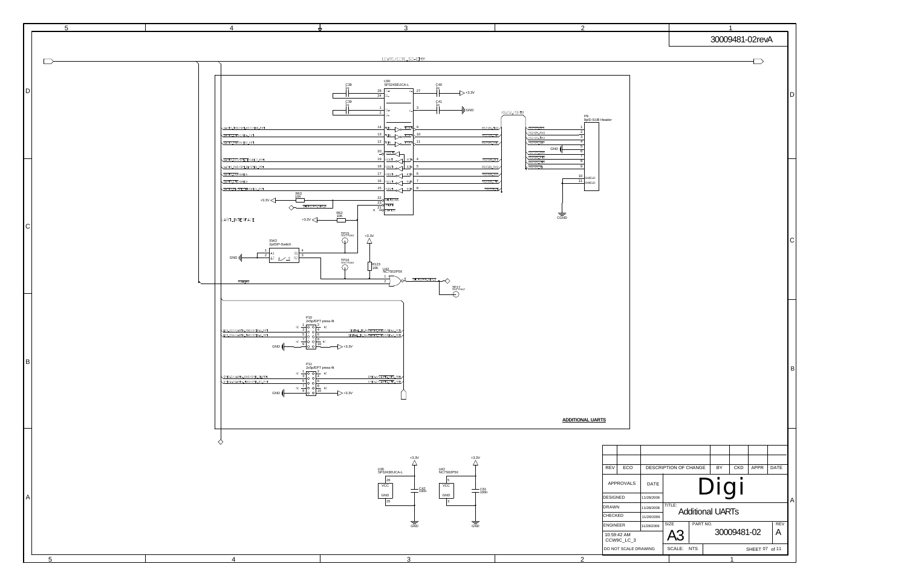30009481-02revA

CCW9C/CC9C_SO-DIMM

U30
SP3243EUCA-L

C38 1u
C39 1u
C40 1u
C41 1u

+3.3V
GND

RS232_PORT

P9
9p/D-SUB Header

RS232_DCD
RS232_RXD
RS232_TXD
RS232_DTR
GND
RS232_DSR
RS232_RTS
RS232_CTS
RS232_RI

SHIELD
SHIELD

CGND

R63 10K
+3.3V

R62 10K
+3.3V

UART_INTERFACE

TP15 TEST POINT

+3.3V

SW2
2pDIP-Switch

GND

TP16 TEST POINT

R123 10K

U42
NC7S02P5X

TP17 TEST POINT

P10
2x5p/EPT press-fit

NC
GND
+3.3V

P11
2x5p/EPT press-fit

NC
GND
+3.3V

**ADDITIONAL UARTS**

U30
SP3243EUCA-L
26 VCC
GND 25
C42 100n

+3.3V

U42
NC7S02P5X
5 VCC
GND 3
C61 100n

+3.3V

GND

| REV | ECO | DESCRIPTION OF CHANGE | BY | CKD | APPR | DATE |
|---|---|---|---|---|---|---|

| APPROVALS | DATE |
|---|---|
| DESIGNED | 11/28/2006 |
| DRAWN | 11/28/2006 |
| CHECKED | 11/28/2006 |
| ENGINEER | 11/28/2006 |

Digi

TITLE: Additional UARTs

SIZE: A3
PART NO. 30009481-02
REV: A

10:59:42 AM
CCW9C_LC_3

DO NOT SCALE DRAWING
SCALE: NTS
SHEET 07 of 11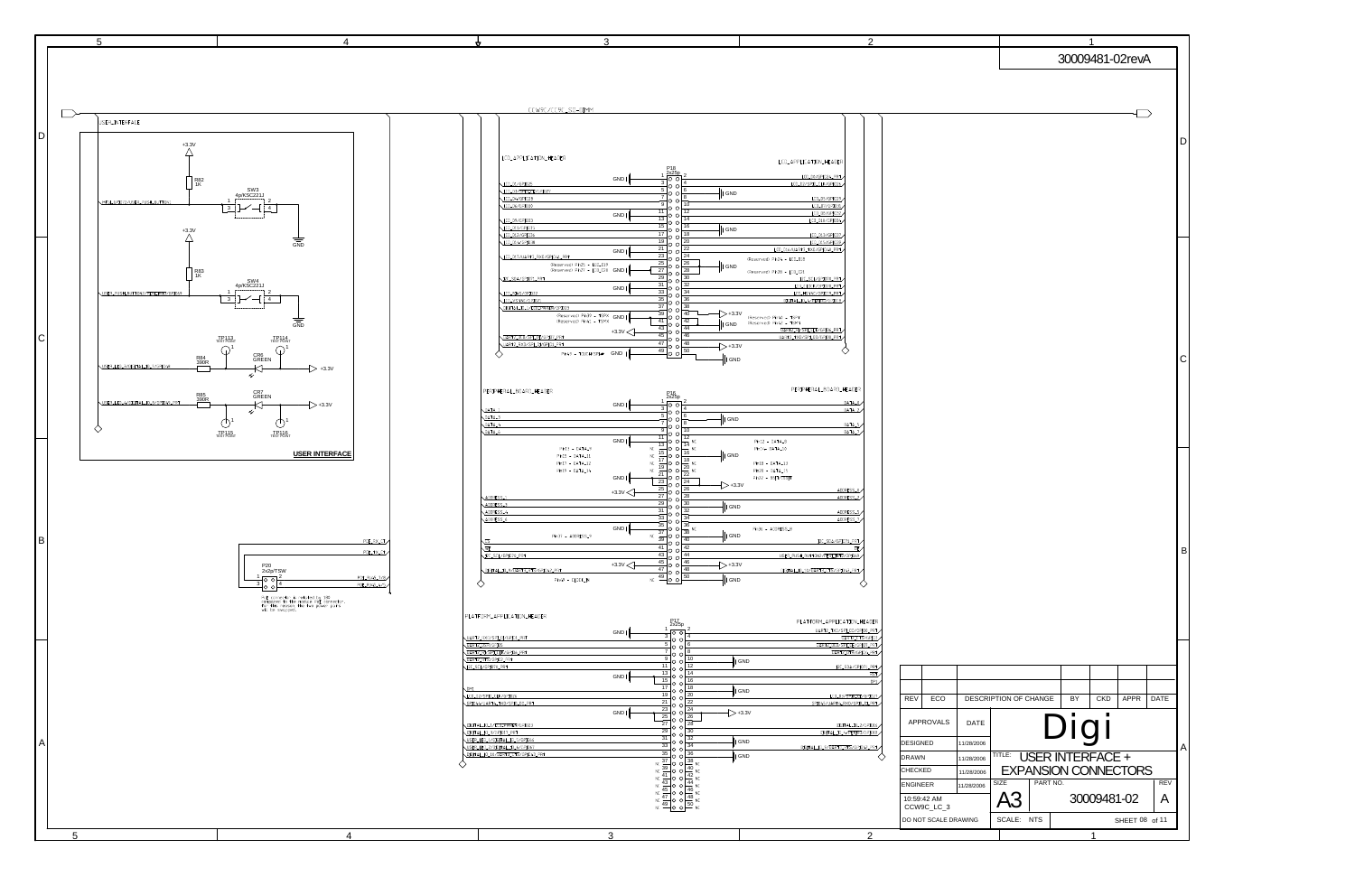30009481-02revA

CCW9C/CC9C_SO-DIMM

## USER_INTERFACE

+3.3V

R82 1K

SW3 4p/KSC221J

USER_PUSH_BUTTON_1

+3.3V

R83 1K

SW4 4p/KSC221J

USER_PUSH_BUTTON_2

GND

TP113 TEST POINT

TP114 TEST POINT

R84 390R

CR6 GREEN

USER_LED_1

+3.3V

R85 390R

CR7 GREEN

USER_LED_2

+3.3V

TP115 TEST POINT

TP116 TEST POINT

**USER INTERFACE**

P20 2x2p/TSW

POE_RX_CT

POE_TX_CT

POE_RX_SPR

POE_TX_SPR

PoE connector is populated by WiFi, populated on the module PoE connector. For Wi-Fi version the two power pairs are not supported.

## LCD_APPLICATION_HEADER

P18 2x25p

| Pin | Signal | Pin | Signal |
|---|---|---|---|
| 1 | GND | 2 | LCD_RESET |
| 3 | LCD_D0 | 4 | LCD_D1 |
| 5 | LCD_D2 | 6 | GND |
| 7 | LCD_D3 | 8 | LCD_D4 |
| 9 | LCD_D5 | 10 | LCD_D6 |
| 11 | GND | 12 | LCD_D7 |
| 13 | LCD_D8 | 14 | LCD_D9 |
| 15 | LCD_D10 | 16 | GND |
| 17 | LCD_D11 | 18 | LCD_D12 |
| 19 | LCD_D13 | 20 | LCD_D14 |
| 21 | GND | 22 | LCD_D15 |
| 23 | LCD_D16 | 24 | (Reserved) Pin24 = LCD_D18 |
| 25 | (Reserved) Pin25 = LCD_D17 | 26 | GND |
| 27 | (Reserved) Pin27 = LCD_D19 / GND | 28 | (Reserved) Pin28 = LCD_D20 |
| 29 | LCD_D21 | 30 | LCD_D22 |
| 31 | GND | 32 | LCD_D23 |
| 33 | LCD_CLK | 34 | LCD_HSYNC |
| 35 | LCD_VSYNC | 36 | LCD_DE |
| 37 | | 38 | |
| 39 | (Reserved) Pin39 = TSPX / GND | 40 | +3.3V |
| 41 | (Reserved) Pin41 = TSPY | 42 | GND (Reserved) Pin42 = TSMY |
| 43 | +3.3V | 44 | |
| 45 | | 46 | |
| 47 | | 48 | +3.3V |
| 49 | Pin49 = TSCMPSW / GND | 50 | GND |

## PERIPHERAL_APPLICATION_HEADER

P16 2x25p

| Pin | Signal | Pin | Signal |
|---|---|---|---|
| 1 | GND | 2 | DATA_0 |
| 3 | DATA_1 | 4 | DATA_2 |
| 5 | DATA_3 | 6 | GND |
| 7 | DATA_4 | 8 | DATA_5 |
| 9 | DATA_6 | 10 | DATA_7 |
| 11 | GND | 12 | NC Pin12 = DATA_8 |
| 13 | NC Pin13 = DATA_9 | 14 | NC Pin14 = DATA_10 |
| 15 | NC Pin15 = DATA_11 | 16 | GND |
| 17 | NC Pin17 = DATA_12 | 18 | NC Pin18 = DATA_13 |
| 19 | NC Pin19 = DATA_14 | 20 | NC Pin20 = DATA_15 |
| 21 | GND | 22 | NC Pin22 = BYTE |
| 23 | | 24 | +3.3V |
| 25 | +3.3V | 26 | ADDRESS_0 |
| 27 | ADDRESS_1 | 28 | ADDRESS_2 |
| 29 | ADDRESS_3 | 30 | GND |
| 31 | ADDRESS_4 | 32 | ADDRESS_5 |
| 33 | ADDRESS_6 | 34 | ADDRESS_7 |
| 35 | GND | 36 | NC Pin36 = ADDRESS_8 |
| 37 | NC Pin37 = ADDRESS_9 | 38 | GND |
| 39 | CS | 40 | |
| 41 | WE | 42 | OE |
| 43 | | 44 | |
| 45 | +3.3V | 46 | +3.3V |
| 47 | | 48 | |
| 49 | NC Pin49 = CLOCK_IN | 50 | GND |

## PLATFORM_APPLICATION_HEADER

P17 2x25p

| Pin | Signal | Pin | Signal |
|---|---|---|---|
| 1 | GND | 2 | |
| 3 | | 4 | |
| 5 | | 6 | |
| 7 | | 8 | |
| 9 | | 10 | GND |
| 11 | | 12 | |
| 13 | GND | 14 | |
| 15 | | 16 | |
| 17 | | 18 | GND |
| 19 | | 20 | |
| 21 | | 22 | |
| 23 | GND | 24 | +3.3V |
| 25 | | 26 | |
| 27 | | 28 | |
| 29 | | 30 | |
| 31 | | 32 | GND |
| 33 | | 34 | |
| 35 | | 36 | GND |
| 37 | NC | 38 | NC |
| 39 | NC | 40 | NC |
| 41 | NC | 42 | NC |
| 43 | NC | 44 | NC |
| 45 | NC | 46 | NC |
| 47 | NC | 48 | NC |
| 49 | NC | 50 | NC |

| REV | ECO | DESCRIPTION OF CHANGE | BY | CKD | APPR | DATE |
|---|---|---|---|---|---|---|
| | | | | | | |

| APPROVALS | DATE | |
|---|---|---|
| DESIGNED | 11/28/2006 | Digi |
| DRAWN | 11/28/2006 | TITLE: USER INTERFACE + EXPANSION CONNECTORS |
| CHECKED | 11/28/2006 | |
| ENGINEER | 11/28/2006 | SIZE: A3 PART NO.: 30009481-02 REV: A |
| 10:59:42 AM CCW9C_LC_3 | | |
| DO NOT SCALE DRAWING | | SCALE: NTS SHEET 08 of 11 |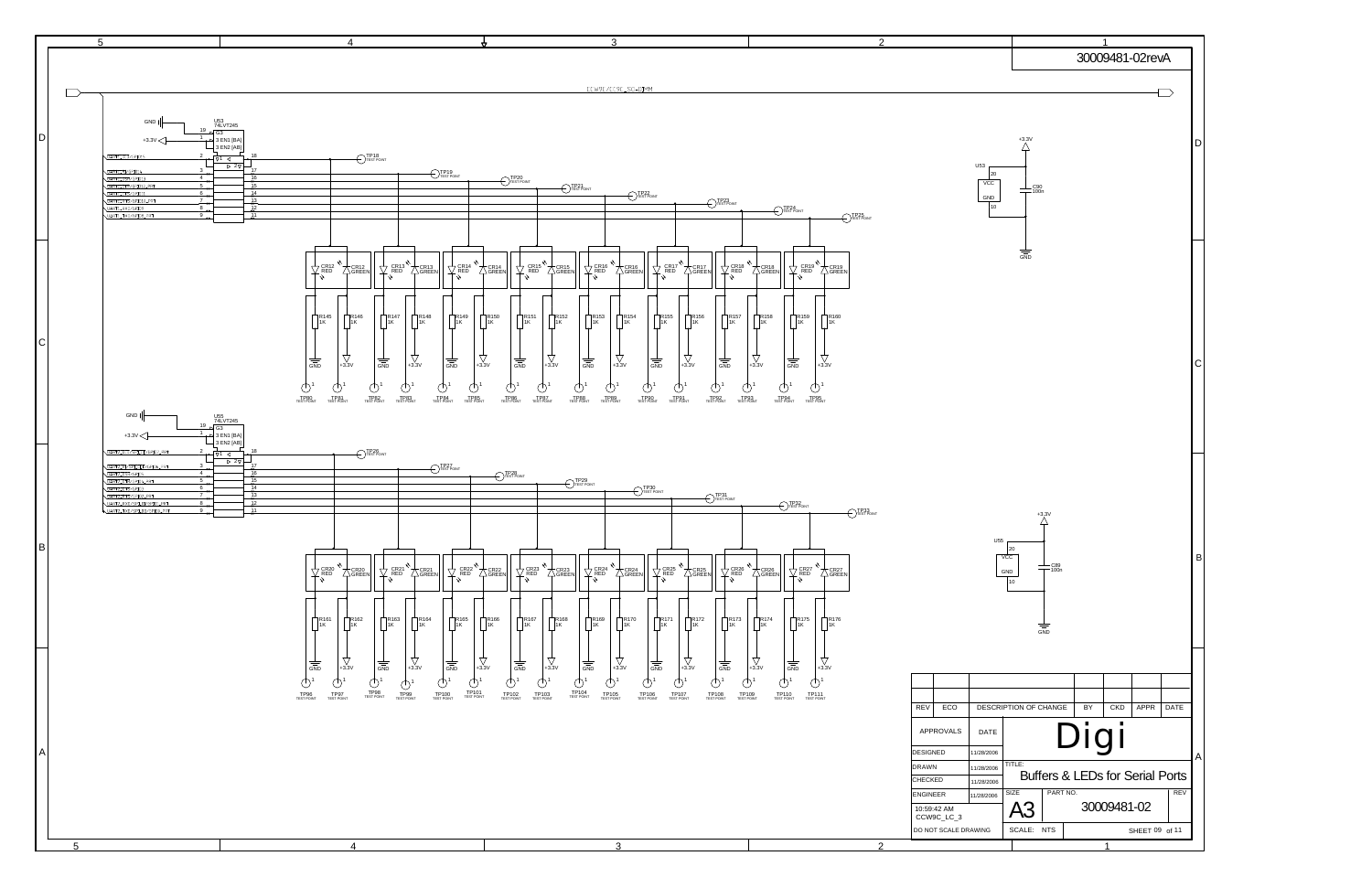30009481-02revA

CCW9C/CC9C_SO-DIMM

U53
74LVT245

GND
+3.3V

19 G3
1 3 EN1 [BA]
3 EN2 [AB]

TP18 TEST POINT
TP19 TEST POINT
TP20 TEST POINT
TP21 TEST POINT
TP22 TEST POINT
TP23 TEST POINT
TP24 TEST POINT
TP25 TEST POINT

CR12 RED, CR12 GREEN, CR13 RED, CR13 GREEN, CR14 RED, CR14 GREEN, CR15 RED, CR15 GREEN, CR16 RED, CR16 GREEN, CR17 RED, CR17 GREEN, CR18 RED, CR18 GREEN, CR19 RED, CR19 GREEN

R145 1K, R146 1K, R147 1K, R148 1K, R149 1K, R150 1K, R151 1K, R152 1K, R153 1K, R154 1K, R155 1K, R156 1K, R157 1K, R158 1K, R159 1K, R160 1K

TP80, TP81, TP82, TP83, TP84, TP85, TP86, TP87, TP88, TP89, TP90, TP91, TP92, TP93, TP94, TP95 TEST POINT

U53 VCC 20, GND 10, +3.3V, C90 100n, GND

U55
74LVT245

GND
+3.3V

19 G3
1 3 EN1 [BA]
3 EN2 [AB]

TP26 TEST POINT
TP27 TEST POINT
TP28 TEST POINT
TP29 TEST POINT
TP30 TEST POINT
TP31 TEST POINT
TP32 TEST POINT
TP33 TEST POINT

CR20 RED, CR20 GREEN, CR21 RED, CR21 GREEN, CR22 RED, CR22 GREEN, CR23 RED, CR23 GREEN, CR24 RED, CR24 GREEN, CR25 RED, CR25 GREEN, CR26 RED, CR26 GREEN, CR27 RED, CR27 GREEN

R161 1K, R162 1K, R163 1K, R164 1K, R165 1K, R166 1K, R167 1K, R168 1K, R169 1K, R170 1K, R171 1K, R172 1K, R173 1K, R174 1K, R175 1K, R176 1K

TP96, TP97, TP98, TP99, TP100, TP101, TP102, TP103, TP104, TP105, TP106, TP107, TP108, TP109, TP110, TP111 TEST POINT

U55 VCC 20, GND 10, +3.3V, C89 100n, GND

| REV | ECO | DESCRIPTION OF CHANGE | BY | CKD | APPR | DATE |
|---|---|---|---|---|---|---|

| APPROVALS | DATE |
|---|---|
| DESIGNED | 11/28/2006 |
| DRAWN | 11/28/2006 |
| CHECKED | 11/28/2006 |
| ENGINEER | 11/28/2006 |

Digi

TITLE: Buffers & LEDs for Serial Ports

SIZE: A3 PART NO. 30009481-02 REV

10:59:42 AM
CCW9C_LC_3

DO NOT SCALE DRAWING SCALE: NTS SHEET 09 of 11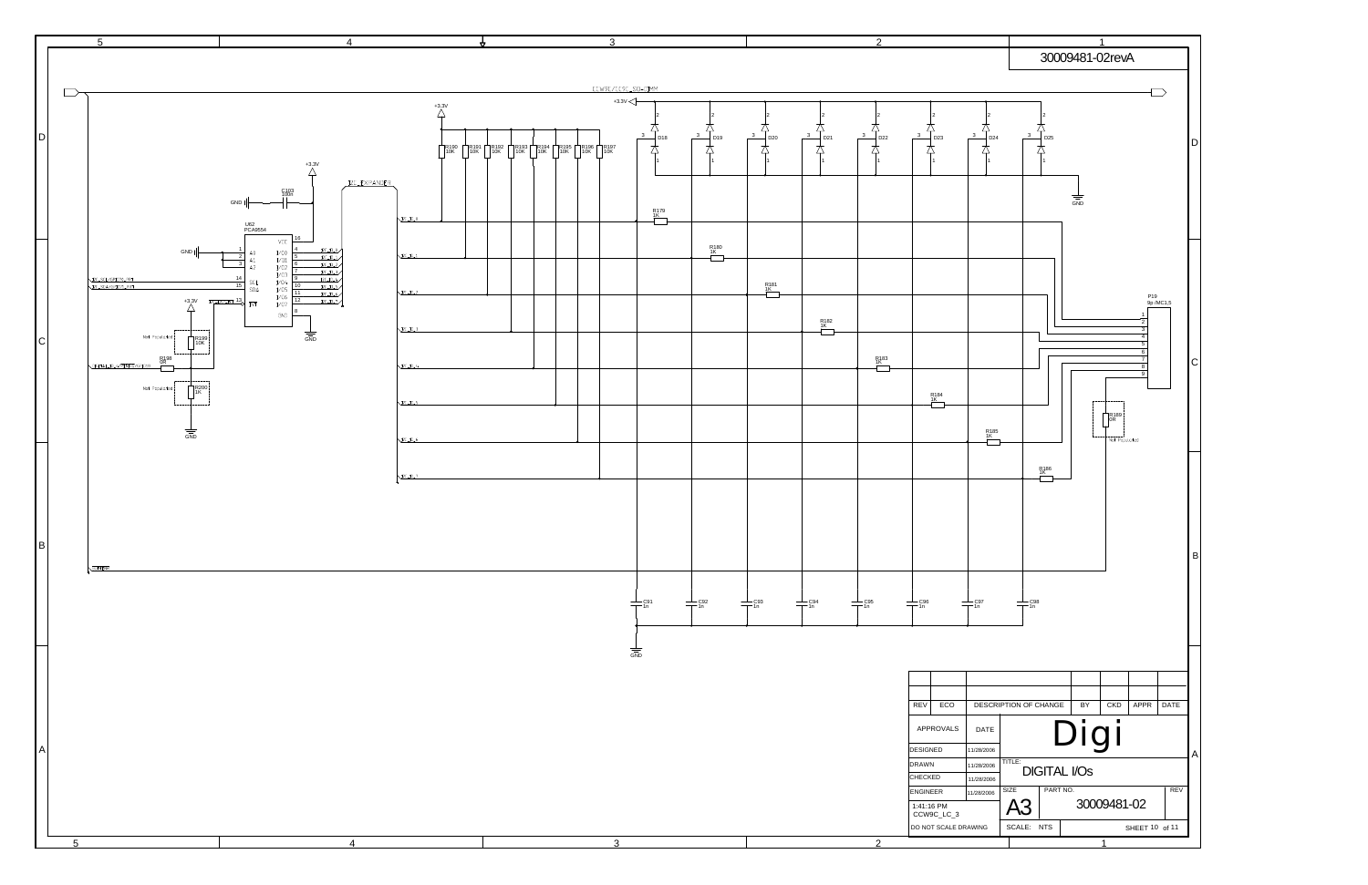30009481-02revA

CCW9L/CC9C_SO-DIMM

DIO_EXPANDER

U62
PCA9554

| REV | ECO | DESCRIPTION OF CHANGE | BY | CKD | APPR | DATE |
|---|---|---|---|---|---|---|
| | | | | | | |
| | | | | | | |

| APPROVALS | DATE |
|---|---|
| DESIGNED | 11/28/2006 |
| DRAWN | 11/28/2006 |
| CHECKED | 11/28/2006 |
| ENGINEER | 11/28/2006 |

Digi

TITLE: DIGITAL I/Os

SIZE: A3

PART NO.: 30009481-02

REV

1:41:16 PM
CCW9C_LC_3

DO NOT SCALE DRAWING

SCALE: NTS

SHEET 10 of 11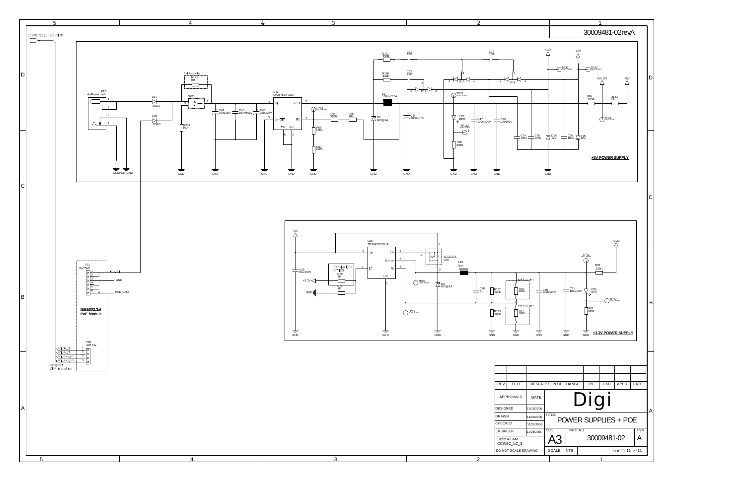30009481-02revA

CCW9C/EC9C_SE-RJMM

+5V POWER SUPPLY

P12
4p/Power Jack

D17
ESD1

D30
ES1D

Not Populated
R142
0R

SW5

R201
100R

C43
100u/35V

C45
100n/100V

C46
330u/35V

U32
LM2576SX-ADJ

Vin
Vout
ON/OFF
FB
TAP GND

TP34
TEST POINT

R64
560K

R65
10K

R66
100K

R67
100K

R141
330R

C71
100n

R140
330R

C72
100n

L9
150uH/2.6A

D6
40V@2A

C44
1000u/10V

D12

D13

C73
100n

D14

TP35
TEST POINT

CR3
RED

TP132
TEST POINT

R68
330R

C47
100n/100V

C48
10u/100V

C74
100n

C75
100n

D16
12V

C76
100n

D15
12V

+12V

-12V

TP36
TEST POINT

TP37
TEST POINT

+5V_PS

+5V

R69
.025R

R143
0R

TP38
TEST POINT

GNDPOE_GND

GND

P31
6p/TSW

+5V_PS

GND

POE_GND

IEEE802.3af
PoE Module

P30
4p/TSW

Respect
2KV isolation

+3.3V POWER SUPPLY

+5V

C49
10u/100V

POPULATION OPTION
R70
1K

R71
1K

+3.3V

GND

U35
TPS64202DBVR

Vin
SW
ISENSE
FB
EN
GND

SI2323DS
U36

L10
6uH

TP39
TEST POINT

D9
40V@2A

TP40
TEST POINT

C78
1n

R132
620K

R76
100K

Not Populated

C50
100n/100V

C51
10u/100V

R77
100K

Not Populated

R133
360K

TP41
TEST POINT

+3.3V

R78
.025R

CR5
RED

TP42
TEST POINT

R81
180R

| REV | ECO | DESCRIPTION OF CHANGE | BY | CKD | APPR | DATE |
|---|---|---|---|---|---|---|

| APPROVALS | DATE |
|---|---|
| DESIGNED | 11/28/2006 |
| DRAWN | 11/28/2006 |
| CHECKED | 11/28/2006 |
| ENGINEER | 11/28/2006 |

Digi

TITLE: POWER SUPPLIES + POE

SIZE: A3

PART NO. 30009481-02

REV A

10:59:42 AM
CCW9C_LC_3

DO NOT SCALE DRAWING

SCALE: NTS

SHEET 11 of 11